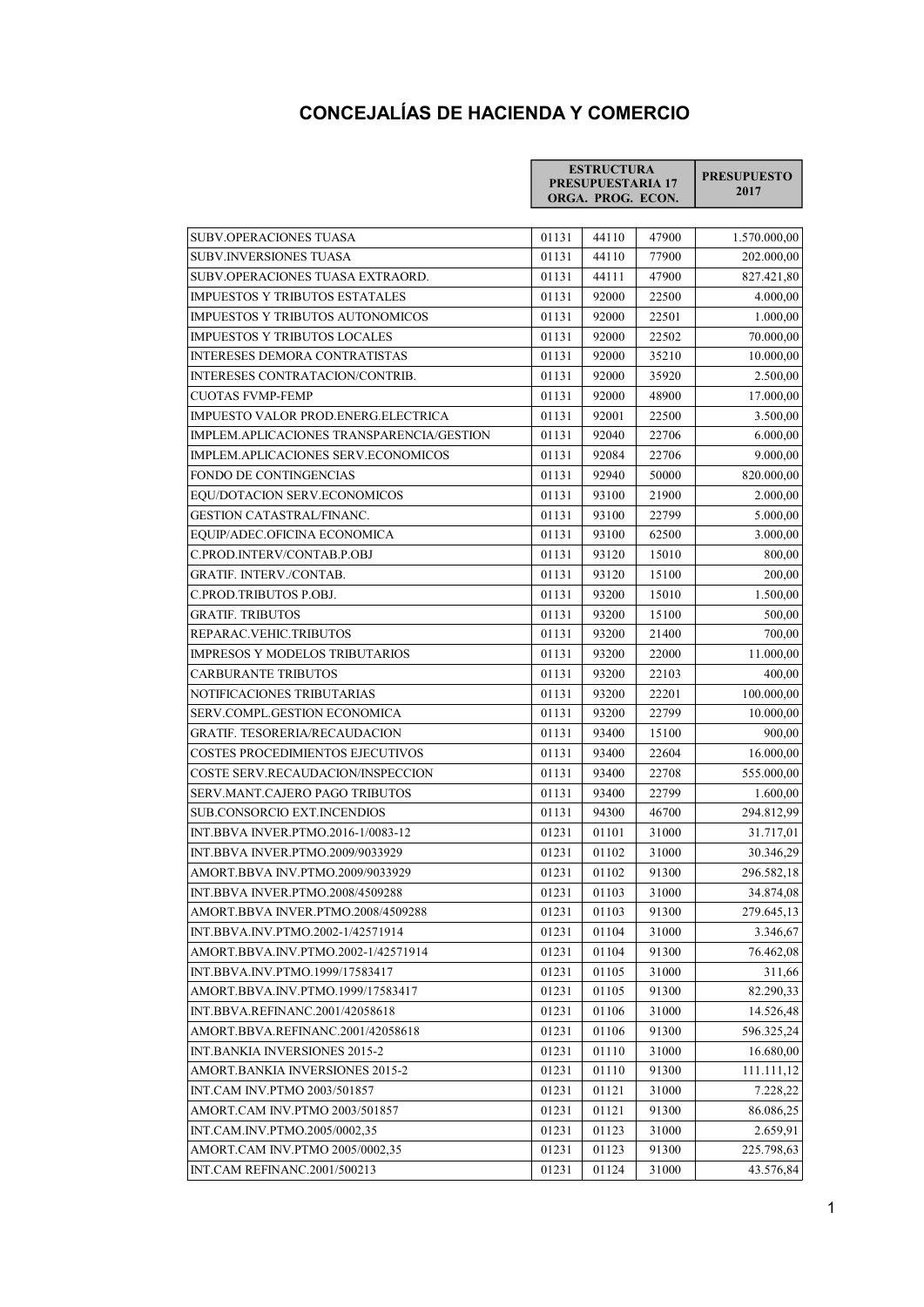# CONCEJALÍAS DE HACIENDA Y COMERCIO

| | ESTRUCTURA PRESUPUESTARIA 17 ORGA. PROG. ECON. | | | PRESUPUESTO 2017 |
|---|---|---|---|---|
| SUBV.OPERACIONES TUASA | 01131 | 44110 | 47900 | 1.570.000,00 |
| SUBV.INVERSIONES TUASA | 01131 | 44110 | 77900 | 202.000,00 |
| SUBV.OPERACIONES TUASA EXTRAORD. | 01131 | 44111 | 47900 | 827.421,80 |
| IMPUESTOS Y TRIBUTOS ESTATALES | 01131 | 92000 | 22500 | 4.000,00 |
| IMPUESTOS Y TRIBUTOS AUTONOMICOS | 01131 | 92000 | 22501 | 1.000,00 |
| IMPUESTOS Y TRIBUTOS LOCALES | 01131 | 92000 | 22502 | 70.000,00 |
| INTERESES DEMORA CONTRATISTAS | 01131 | 92000 | 35210 | 10.000,00 |
| INTERESES CONTRATACION/CONTRIB. | 01131 | 92000 | 35920 | 2.500,00 |
| CUOTAS FVMP-FEMP | 01131 | 92000 | 48900 | 17.000,00 |
| IMPUESTO VALOR PROD.ENERG.ELECTRICA | 01131 | 92001 | 22500 | 3.500,00 |
| IMPLEM.APLICACIONES TRANSPARENCIA/GESTION | 01131 | 92040 | 22706 | 6.000,00 |
| IMPLEM.APLICACIONES SERV.ECONOMICOS | 01131 | 92084 | 22706 | 9.000,00 |
| FONDO DE CONTINGENCIAS | 01131 | 92940 | 50000 | 820.000,00 |
| EQU/DOTACION SERV.ECONOMICOS | 01131 | 93100 | 21900 | 2.000,00 |
| GESTION CATASTRAL/FINANC. | 01131 | 93100 | 22799 | 5.000,00 |
| EQUIP/ADEC.OFICINA ECONOMICA | 01131 | 93100 | 62500 | 3.000,00 |
| C.PROD.INTERV/CONTAB.P.OBJ | 01131 | 93120 | 15010 | 800,00 |
| GRATIF. INTERV./CONTAB. | 01131 | 93120 | 15100 | 200,00 |
| C.PROD.TRIBUTOS P.OBJ. | 01131 | 93200 | 15010 | 1.500,00 |
| GRATIF. TRIBUTOS | 01131 | 93200 | 15100 | 500,00 |
| REPARAC.VEHIC.TRIBUTOS | 01131 | 93200 | 21400 | 700,00 |
| IMPRESOS Y MODELOS TRIBUTARIOS | 01131 | 93200 | 22000 | 11.000,00 |
| CARBURANTE TRIBUTOS | 01131 | 93200 | 22103 | 400,00 |
| NOTIFICACIONES TRIBUTARIAS | 01131 | 93200 | 22201 | 100.000,00 |
| SERV.COMPL.GESTION ECONOMICA | 01131 | 93200 | 22799 | 10.000,00 |
| GRATIF. TESORERIA/RECAUDACION | 01131 | 93400 | 15100 | 900,00 |
| COSTES PROCEDIMIENTOS EJECUTIVOS | 01131 | 93400 | 22604 | 16.000,00 |
| COSTE SERV.RECAUDACION/INSPECCION | 01131 | 93400 | 22708 | 555.000,00 |
| SERV.MANT.CAJERO PAGO TRIBUTOS | 01131 | 93400 | 22799 | 1.600,00 |
| SUB.CONSORCIO EXT.INCENDIOS | 01131 | 94300 | 46700 | 294.812,99 |
| INT.BBVA INVER.PTMO.2016-1/0083-12 | 01231 | 01101 | 31000 | 31.717,01 |
| INT.BBVA INVER.PTMO.2009/9033929 | 01231 | 01102 | 31000 | 30.346,29 |
| AMORT.BBVA INV.PTMO.2009/9033929 | 01231 | 01102 | 91300 | 296.582,18 |
| INT.BBVA INVER.PTMO.2008/4509288 | 01231 | 01103 | 31000 | 34.874,08 |
| AMORT.BBVA INVER.PTMO.2008/4509288 | 01231 | 01103 | 91300 | 279.645,13 |
| INT.BBVA.INV.PTMO.2002-1/42571914 | 01231 | 01104 | 31000 | 3.346,67 |
| AMORT.BBVA.INV.PTMO.2002-1/42571914 | 01231 | 01104 | 91300 | 76.462,08 |
| INT.BBVA.INV.PTMO.1999/17583417 | 01231 | 01105 | 31000 | 311,66 |
| AMORT.BBVA.INV.PTMO.1999/17583417 | 01231 | 01105 | 91300 | 82.290,33 |
| INT.BBVA.REFINANC.2001/42058618 | 01231 | 01106 | 31000 | 14.526,48 |
| AMORT.BBVA.REFINANC.2001/42058618 | 01231 | 01106 | 91300 | 596.325,24 |
| INT.BANKIA INVERSIONES 2015-2 | 01231 | 01110 | 31000 | 16.680,00 |
| AMORT.BANKIA INVERSIONES 2015-2 | 01231 | 01110 | 91300 | 111.111,12 |
| INT.CAM INV.PTMO 2003/501857 | 01231 | 01121 | 31000 | 7.228,22 |
| AMORT.CAM INV.PTMO 2003/501857 | 01231 | 01121 | 91300 | 86.086,25 |
| INT.CAM.INV.PTMO.2005/0002,35 | 01231 | 01123 | 31000 | 2.659,91 |
| AMORT.CAM INV.PTMO 2005/0002,35 | 01231 | 01123 | 91300 | 225.798,63 |
| INT.CAM REFINANC.2001/500213 | 01231 | 01124 | 31000 | 43.576,84 |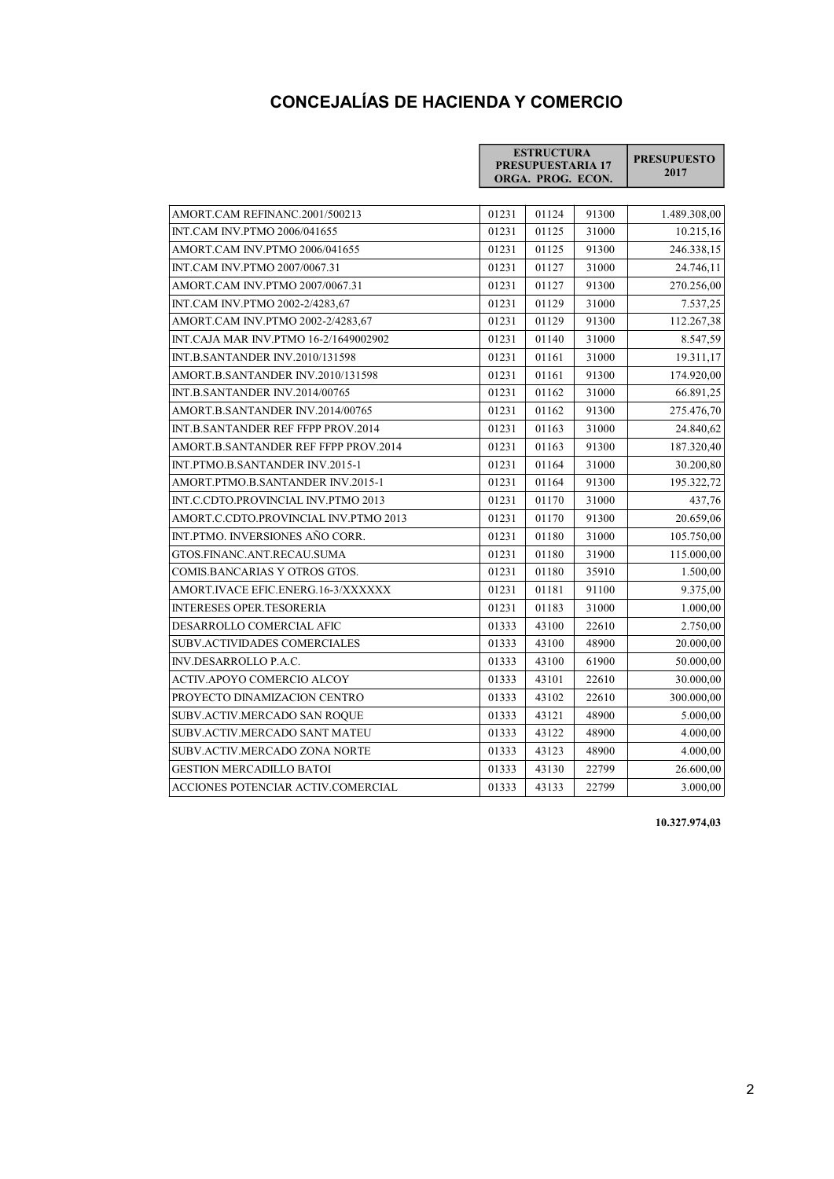## CONCEJALÍAS DE HACIENDA Y COMERCIO

| | ESTRUCTURA PRESUPUESTARIA 17 ORGA. | PROG. | ECON. | PRESUPUESTO 2017 |
|---|---|---|---|---|
| AMORT.CAM REFINANC.2001/500213 | 01231 | 01124 | 91300 | 1.489.308,00 |
| INT.CAM INV.PTMO 2006/041655 | 01231 | 01125 | 31000 | 10.215,16 |
| AMORT.CAM INV.PTMO 2006/041655 | 01231 | 01125 | 91300 | 246.338,15 |
| INT.CAM INV.PTMO 2007/0067.31 | 01231 | 01127 | 31000 | 24.746,11 |
| AMORT.CAM INV.PTMO 2007/0067.31 | 01231 | 01127 | 91300 | 270.256,00 |
| INT.CAM INV.PTMO 2002-2/4283,67 | 01231 | 01129 | 31000 | 7.537,25 |
| AMORT.CAM INV.PTMO 2002-2/4283,67 | 01231 | 01129 | 91300 | 112.267,38 |
| INT.CAJA MAR INV.PTMO 16-2/1649002902 | 01231 | 01140 | 31000 | 8.547,59 |
| INT.B.SANTANDER INV.2010/131598 | 01231 | 01161 | 31000 | 19.311,17 |
| AMORT.B.SANTANDER INV.2010/131598 | 01231 | 01161 | 91300 | 174.920,00 |
| INT.B.SANTANDER INV.2014/00765 | 01231 | 01162 | 31000 | 66.891,25 |
| AMORT.B.SANTANDER INV.2014/00765 | 01231 | 01162 | 91300 | 275.476,70 |
| INT.B.SANTANDER REF FFPP PROV.2014 | 01231 | 01163 | 31000 | 24.840,62 |
| AMORT.B.SANTANDER REF FFPP PROV.2014 | 01231 | 01163 | 91300 | 187.320,40 |
| INT.PTMO.B.SANTANDER INV.2015-1 | 01231 | 01164 | 31000 | 30.200,80 |
| AMORT.PTMO.B.SANTANDER INV.2015-1 | 01231 | 01164 | 91300 | 195.322,72 |
| INT.C.CDTO.PROVINCIAL INV.PTMO 2013 | 01231 | 01170 | 31000 | 437,76 |
| AMORT.C.CDTO.PROVINCIAL INV.PTMO 2013 | 01231 | 01170 | 91300 | 20.659,06 |
| INT.PTMO. INVERSIONES AÑO CORR. | 01231 | 01180 | 31000 | 105.750,00 |
| GTOS.FINANC.ANT.RECAU.SUMA | 01231 | 01180 | 31900 | 115.000,00 |
| COMIS.BANCARIAS Y OTROS GTOS. | 01231 | 01180 | 35910 | 1.500,00 |
| AMORT.IVACE EFIC.ENERG.16-3/XXXXXX | 01231 | 01181 | 91100 | 9.375,00 |
| INTERESES OPER.TESORERIA | 01231 | 01183 | 31000 | 1.000,00 |
| DESARROLLO COMERCIAL AFIC | 01333 | 43100 | 22610 | 2.750,00 |
| SUBV.ACTIVIDADES COMERCIALES | 01333 | 43100 | 48900 | 20.000,00 |
| INV.DESARROLLO P.A.C. | 01333 | 43100 | 61900 | 50.000,00 |
| ACTIV.APOYO COMERCIO ALCOY | 01333 | 43101 | 22610 | 30.000,00 |
| PROYECTO DINAMIZACION CENTRO | 01333 | 43102 | 22610 | 300.000,00 |
| SUBV.ACTIV.MERCADO SAN ROQUE | 01333 | 43121 | 48900 | 5.000,00 |
| SUBV.ACTIV.MERCADO SANT MATEU | 01333 | 43122 | 48900 | 4.000,00 |
| SUBV.ACTIV.MERCADO ZONA NORTE | 01333 | 43123 | 48900 | 4.000,00 |
| GESTION MERCADILLO BATOI | 01333 | 43130 | 22799 | 26.600,00 |
| ACCIONES POTENCIAR ACTIV.COMERCIAL | 01333 | 43133 | 22799 | 3.000,00 |

**10.327.974,03**